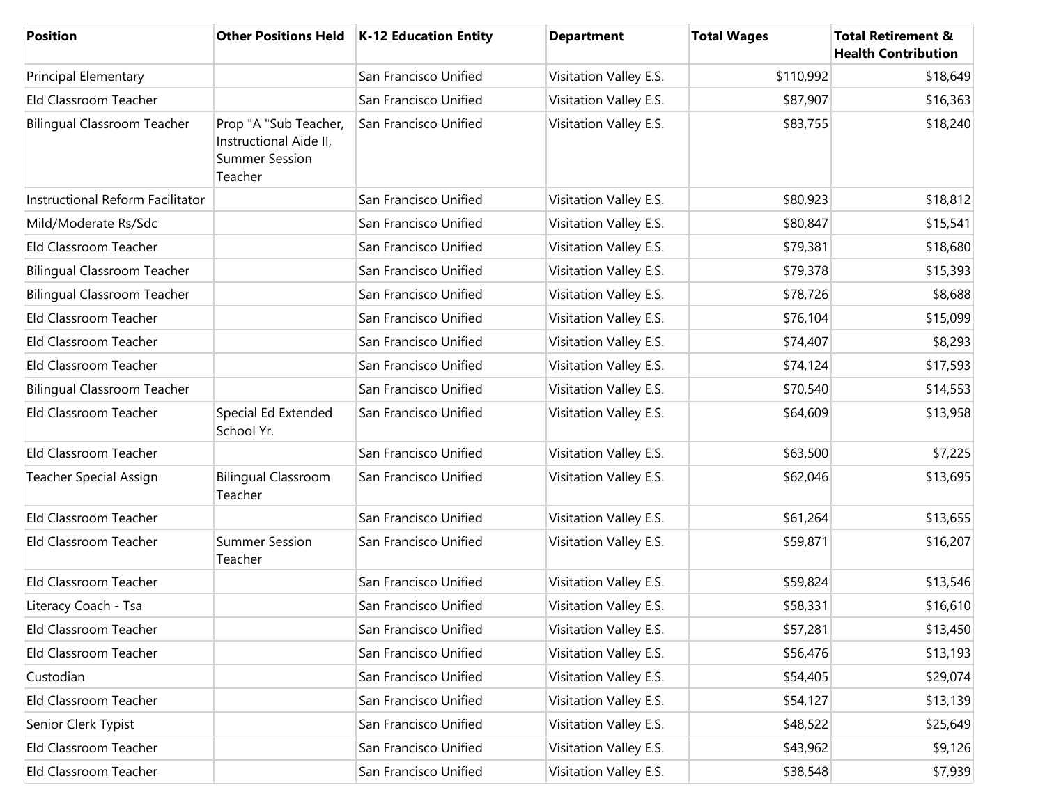| Position | Other Positions Held | K-12 Education Entity | Department | Total Wages | Total Retirement & Health Contribution |
| --- | --- | --- | --- | --- | --- |
| Principal Elementary | | San Francisco Unified | Visitation Valley E.S. | $110,992 | $18,649 |
| Eld Classroom Teacher | | San Francisco Unified | Visitation Valley E.S. | $87,907 | $16,363 |
| Bilingual Classroom Teacher | Prop "A "Sub Teacher, Instructional Aide II, Summer Session Teacher | San Francisco Unified | Visitation Valley E.S. | $83,755 | $18,240 |
| Instructional Reform Facilitator | | San Francisco Unified | Visitation Valley E.S. | $80,923 | $18,812 |
| Mild/Moderate Rs/Sdc | | San Francisco Unified | Visitation Valley E.S. | $80,847 | $15,541 |
| Eld Classroom Teacher | | San Francisco Unified | Visitation Valley E.S. | $79,381 | $18,680 |
| Bilingual Classroom Teacher | | San Francisco Unified | Visitation Valley E.S. | $79,378 | $15,393 |
| Bilingual Classroom Teacher | | San Francisco Unified | Visitation Valley E.S. | $78,726 | $8,688 |
| Eld Classroom Teacher | | San Francisco Unified | Visitation Valley E.S. | $76,104 | $15,099 |
| Eld Classroom Teacher | | San Francisco Unified | Visitation Valley E.S. | $74,407 | $8,293 |
| Eld Classroom Teacher | | San Francisco Unified | Visitation Valley E.S. | $74,124 | $17,593 |
| Bilingual Classroom Teacher | | San Francisco Unified | Visitation Valley E.S. | $70,540 | $14,553 |
| Eld Classroom Teacher | Special Ed Extended School Yr. | San Francisco Unified | Visitation Valley E.S. | $64,609 | $13,958 |
| Eld Classroom Teacher | | San Francisco Unified | Visitation Valley E.S. | $63,500 | $7,225 |
| Teacher Special Assign | Bilingual Classroom Teacher | San Francisco Unified | Visitation Valley E.S. | $62,046 | $13,695 |
| Eld Classroom Teacher | | San Francisco Unified | Visitation Valley E.S. | $61,264 | $13,655 |
| Eld Classroom Teacher | Summer Session Teacher | San Francisco Unified | Visitation Valley E.S. | $59,871 | $16,207 |
| Eld Classroom Teacher | | San Francisco Unified | Visitation Valley E.S. | $59,824 | $13,546 |
| Literacy Coach - Tsa | | San Francisco Unified | Visitation Valley E.S. | $58,331 | $16,610 |
| Eld Classroom Teacher | | San Francisco Unified | Visitation Valley E.S. | $57,281 | $13,450 |
| Eld Classroom Teacher | | San Francisco Unified | Visitation Valley E.S. | $56,476 | $13,193 |
| Custodian | | San Francisco Unified | Visitation Valley E.S. | $54,405 | $29,074 |
| Eld Classroom Teacher | | San Francisco Unified | Visitation Valley E.S. | $54,127 | $13,139 |
| Senior Clerk Typist | | San Francisco Unified | Visitation Valley E.S. | $48,522 | $25,649 |
| Eld Classroom Teacher | | San Francisco Unified | Visitation Valley E.S. | $43,962 | $9,126 |
| Eld Classroom Teacher | | San Francisco Unified | Visitation Valley E.S. | $38,548 | $7,939 |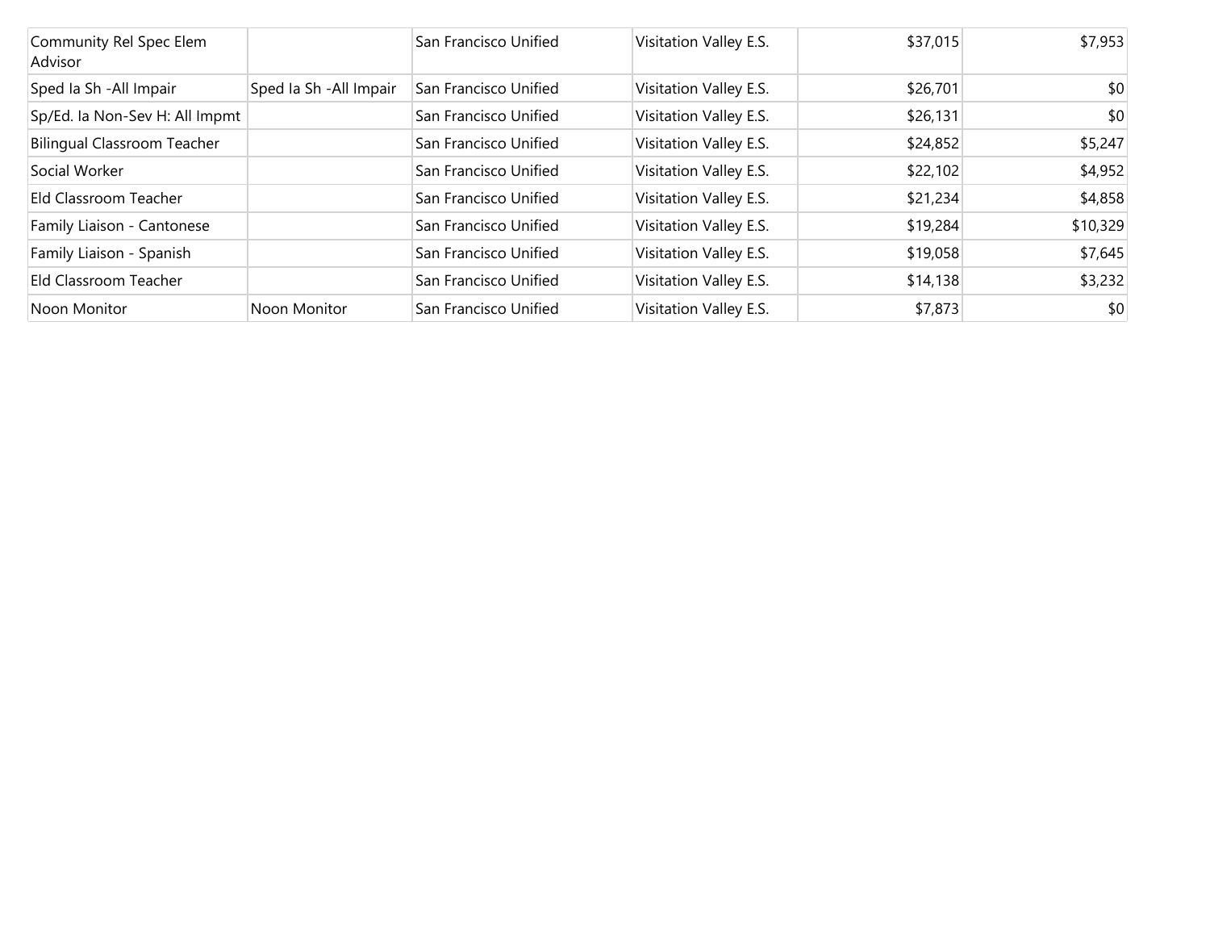| | | | | | |
|---|---|---|---|---|---|
| Community Rel Spec Elem Advisor | | San Francisco Unified | Visitation Valley E.S. | $37,015 | $7,953 |
| Sped Ia Sh -All Impair | Sped Ia Sh -All Impair | San Francisco Unified | Visitation Valley E.S. | $26,701 | $0 |
| Sp/Ed. Ia Non-Sev H: All Impmt | | San Francisco Unified | Visitation Valley E.S. | $26,131 | $0 |
| Bilingual Classroom Teacher | | San Francisco Unified | Visitation Valley E.S. | $24,852 | $5,247 |
| Social Worker | | San Francisco Unified | Visitation Valley E.S. | $22,102 | $4,952 |
| Eld Classroom Teacher | | San Francisco Unified | Visitation Valley E.S. | $21,234 | $4,858 |
| Family Liaison - Cantonese | | San Francisco Unified | Visitation Valley E.S. | $19,284 | $10,329 |
| Family Liaison - Spanish | | San Francisco Unified | Visitation Valley E.S. | $19,058 | $7,645 |
| Eld Classroom Teacher | | San Francisco Unified | Visitation Valley E.S. | $14,138 | $3,232 |
| Noon Monitor | Noon Monitor | San Francisco Unified | Visitation Valley E.S. | $7,873 | $0 |